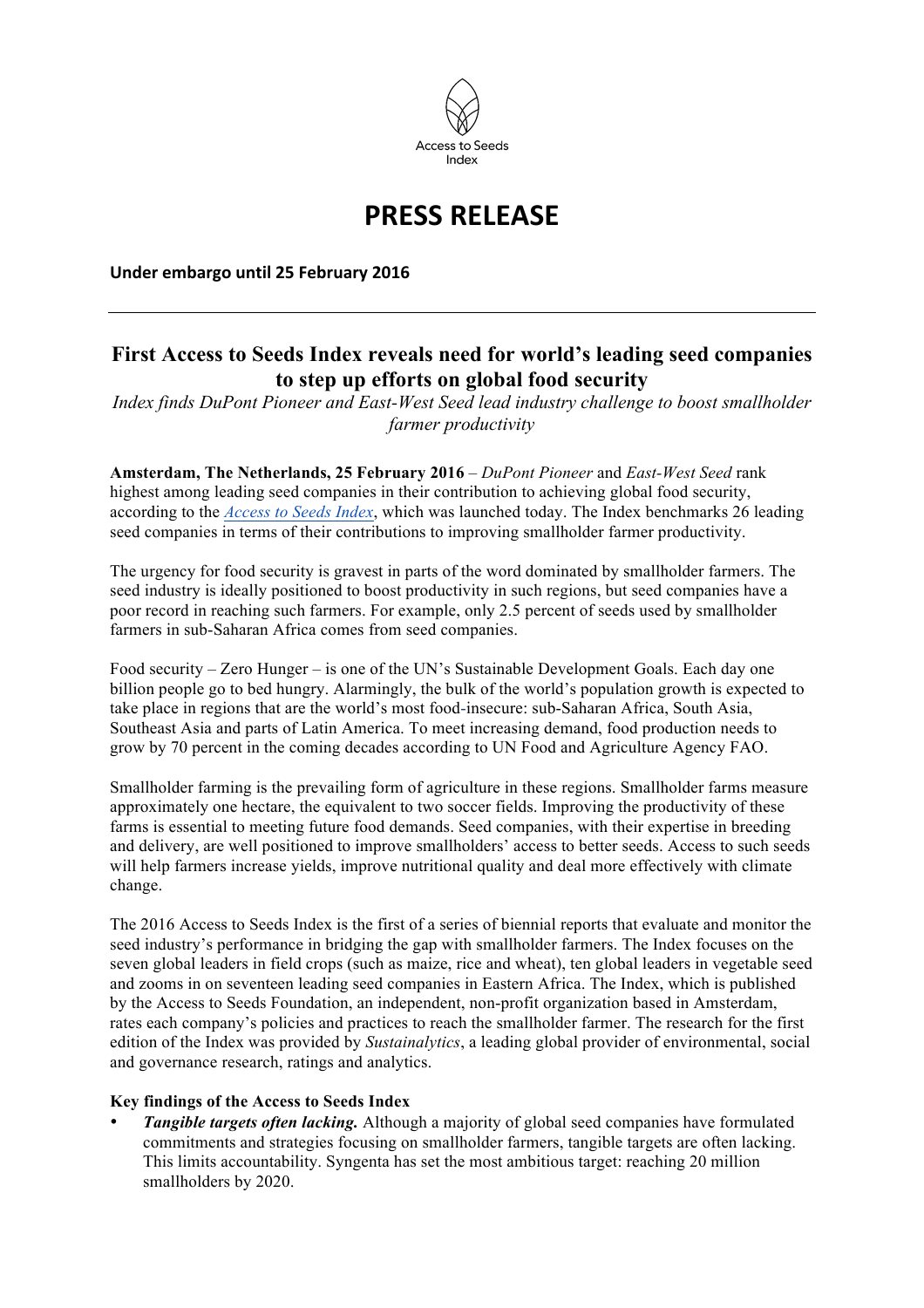Access to Seeds Index

# PRESS RELEASE

**Under embargo until 25 February 2016**

---

## First Access to Seeds Index reveals need for world's leading seed companies to step up efforts on global food security

*Index finds DuPont Pioneer and East-West Seed lead industry challenge to boost smallholder farmer productivity*

**Amsterdam, The Netherlands, 25 February 2016** – *DuPont Pioneer* and *East-West Seed* rank highest among leading seed companies in their contribution to achieving global food security, according to the *Access to Seeds Index*, which was launched today. The Index benchmarks 26 leading seed companies in terms of their contributions to improving smallholder farmer productivity.

The urgency for food security is gravest in parts of the word dominated by smallholder farmers. The seed industry is ideally positioned to boost productivity in such regions, but seed companies have a poor record in reaching such farmers. For example, only 2.5 percent of seeds used by smallholder farmers in sub-Saharan Africa comes from seed companies.

Food security – Zero Hunger – is one of the UN's Sustainable Development Goals. Each day one billion people go to bed hungry. Alarmingly, the bulk of the world's population growth is expected to take place in regions that are the world's most food-insecure: sub-Saharan Africa, South Asia, Southeast Asia and parts of Latin America. To meet increasing demand, food production needs to grow by 70 percent in the coming decades according to UN Food and Agriculture Agency FAO.

Smallholder farming is the prevailing form of agriculture in these regions. Smallholder farms measure approximately one hectare, the equivalent to two soccer fields. Improving the productivity of these farms is essential to meeting future food demands. Seed companies, with their expertise in breeding and delivery, are well positioned to improve smallholders' access to better seeds. Access to such seeds will help farmers increase yields, improve nutritional quality and deal more effectively with climate change.

The 2016 Access to Seeds Index is the first of a series of biennial reports that evaluate and monitor the seed industry's performance in bridging the gap with smallholder farmers. The Index focuses on the seven global leaders in field crops (such as maize, rice and wheat), ten global leaders in vegetable seed and zooms in on seventeen leading seed companies in Eastern Africa. The Index, which is published by the Access to Seeds Foundation, an independent, non-profit organization based in Amsterdam, rates each company's policies and practices to reach the smallholder farmer. The research for the first edition of the Index was provided by *Sustainalytics*, a leading global provider of environmental, social and governance research, ratings and analytics.

**Key findings of the Access to Seeds Index**

- ***Tangible targets often lacking.*** Although a majority of global seed companies have formulated commitments and strategies focusing on smallholder farmers, tangible targets are often lacking. This limits accountability. Syngenta has set the most ambitious target: reaching 20 million smallholders by 2020.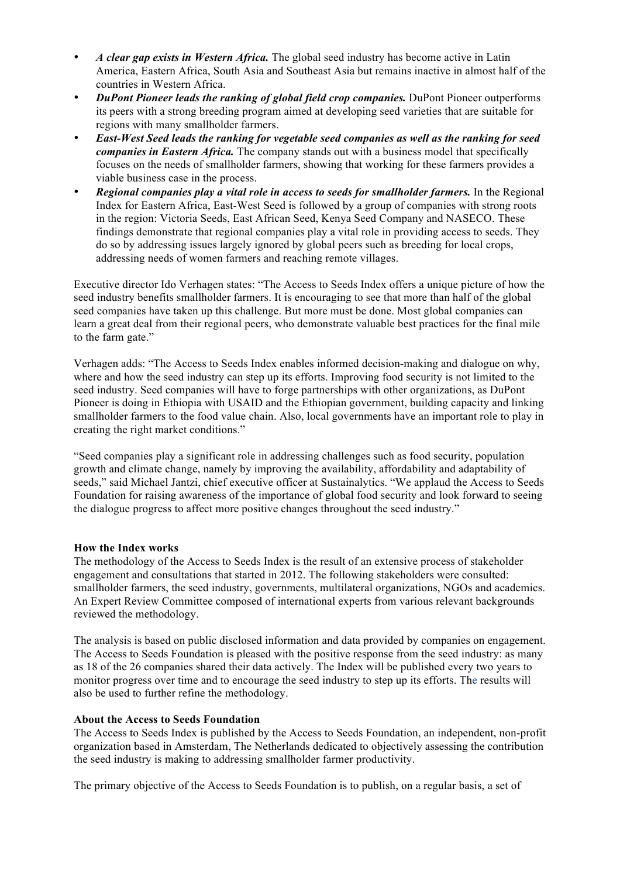- ***A clear gap exists in Western Africa.*** The global seed industry has become active in Latin America, Eastern Africa, South Asia and Southeast Asia but remains inactive in almost half of the countries in Western Africa.
- ***DuPont Pioneer leads the ranking of global field crop companies.*** DuPont Pioneer outperforms its peers with a strong breeding program aimed at developing seed varieties that are suitable for regions with many smallholder farmers.
- ***East-West Seed leads the ranking for vegetable seed companies as well as the ranking for seed companies in Eastern Africa.*** The company stands out with a business model that specifically focuses on the needs of smallholder farmers, showing that working for these farmers provides a viable business case in the process.
- ***Regional companies play a vital role in access to seeds for smallholder farmers.*** In the Regional Index for Eastern Africa, East-West Seed is followed by a group of companies with strong roots in the region: Victoria Seeds, East African Seed, Kenya Seed Company and NASECO. These findings demonstrate that regional companies play a vital role in providing access to seeds. They do so by addressing issues largely ignored by global peers such as breeding for local crops, addressing needs of women farmers and reaching remote villages.

Executive director Ido Verhagen states: "The Access to Seeds Index offers a unique picture of how the seed industry benefits smallholder farmers. It is encouraging to see that more than half of the global seed companies have taken up this challenge. But more must be done. Most global companies can learn a great deal from their regional peers, who demonstrate valuable best practices for the final mile to the farm gate."

Verhagen adds: "The Access to Seeds Index enables informed decision-making and dialogue on why, where and how the seed industry can step up its efforts. Improving food security is not limited to the seed industry. Seed companies will have to forge partnerships with other organizations, as DuPont Pioneer is doing in Ethiopia with USAID and the Ethiopian government, building capacity and linking smallholder farmers to the food value chain. Also, local governments have an important role to play in creating the right market conditions."

"Seed companies play a significant role in addressing challenges such as food security, population growth and climate change, namely by improving the availability, affordability and adaptability of seeds," said Michael Jantzi, chief executive officer at Sustainalytics. "We applaud the Access to Seeds Foundation for raising awareness of the importance of global food security and look forward to seeing the dialogue progress to affect more positive changes throughout the seed industry."

**How the Index works**

The methodology of the Access to Seeds Index is the result of an extensive process of stakeholder engagement and consultations that started in 2012. The following stakeholders were consulted: smallholder farmers, the seed industry, governments, multilateral organizations, NGOs and academics. An Expert Review Committee composed of international experts from various relevant backgrounds reviewed the methodology.

The analysis is based on public disclosed information and data provided by companies on engagement. The Access to Seeds Foundation is pleased with the positive response from the seed industry: as many as 18 of the 26 companies shared their data actively. The Index will be published every two years to monitor progress over time and to encourage the seed industry to step up its efforts. The results will also be used to further refine the methodology.

**About the Access to Seeds Foundation**

The Access to Seeds Index is published by the Access to Seeds Foundation, an independent, non-profit organization based in Amsterdam, The Netherlands dedicated to objectively assessing the contribution the seed industry is making to addressing smallholder farmer productivity.

The primary objective of the Access to Seeds Foundation is to publish, on a regular basis, a set of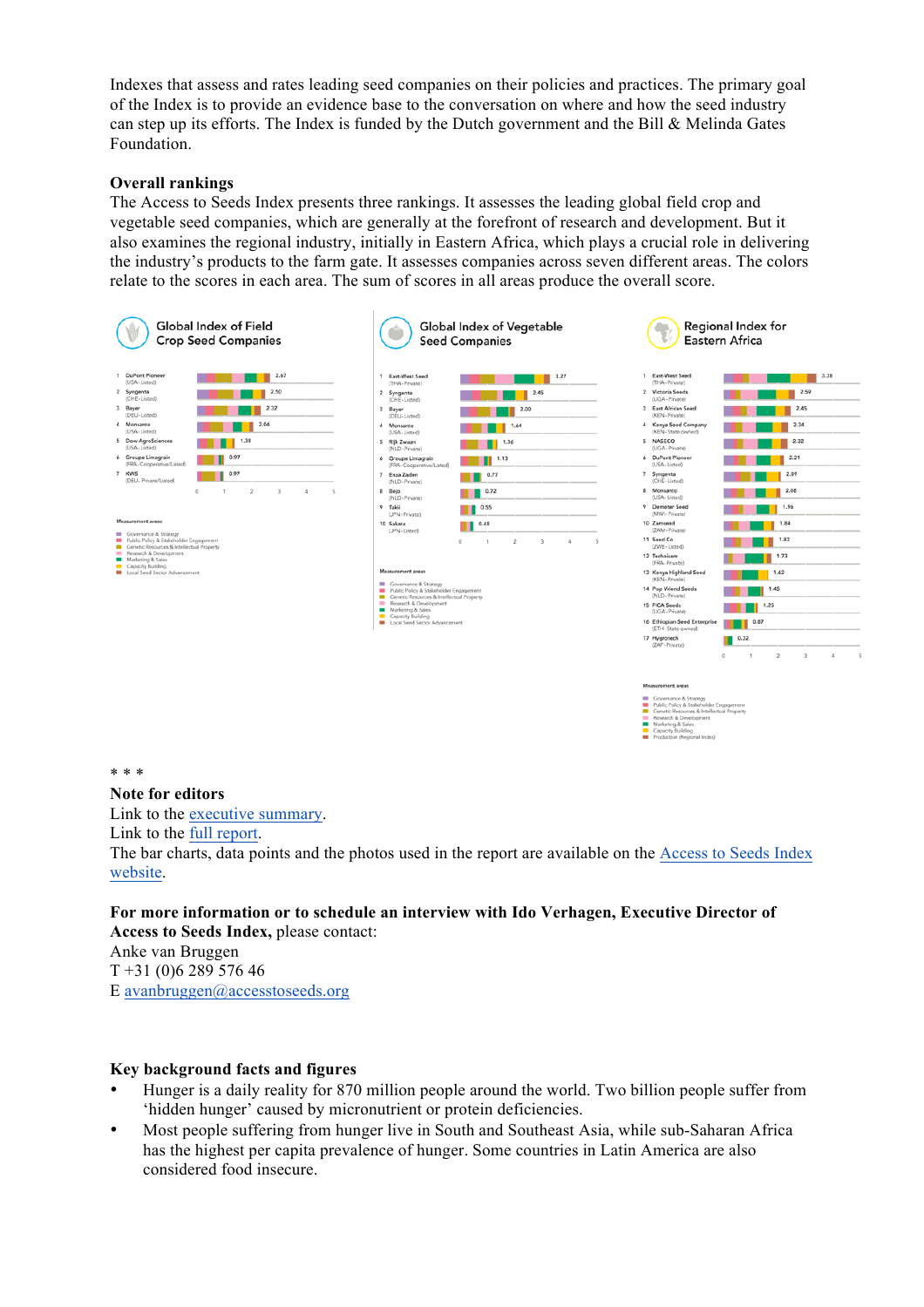Indexes that assess and rates leading seed companies on their policies and practices. The primary goal of the Index is to provide an evidence base to the conversation on where and how the seed industry can step up its efforts. The Index is funded by the Dutch government and the Bill & Melinda Gates Foundation.

**Overall rankings**

The Access to Seeds Index presents three rankings. It assesses the leading global field crop and vegetable seed companies, which are generally at the forefront of research and development. But it also examines the regional industry, initially in Eastern Africa, which plays a crucial role in delivering the industry's products to the farm gate. It assesses companies across seven different areas. The colors relate to the scores in each area. The sum of scores in all areas produce the overall score.

**Global Index of Field Crop Seed Companies**

| Rank | Company | Score |
|---|---|---|
| 1 | DuPont Pioneer (USA - Listed) | 2.67 |
| 2 | Syngenta (CHE - Listed) | 2.50 |
| 3 | Bayer (DEU - Listed) | 2.32 |
| 4 | Monsanto (USA - Listed) | 2.06 |
| 5 | Dow AgroSciences (USA - Listed) | 1.38 |
| 6 | Groupe Limagrain (FRA - Cooperative/Listed) | 0.97 |
| 7 | KWS (DEU - Private/Listed) | 0.97 |

**Global Index of Vegetable Seed Companies**

| Rank | Company | Score |
|---|---|---|
| 1 | East-West Seed (THA - Private) | 3.37 |
| 2 | Syngenta (CHE - Listed) | 2.45 |
| 3 | Bayer (DEU - Listed) | 2.00 |
| 4 | Monsanto (USA - Listed) | 1.44 |
| 5 | Rijk Zwaan (NLD - Private) | 1.36 |
| 6 | Groupe Limagrain (FRA - Cooperative/Listed) | 1.13 |
| 7 | Enza Zaden (NLD - Private) | 0.77 |
| 8 | Bejo (NLD - Private) | 0.72 |
| 9 | Takii (JPN - Private) | 0.55 |
| 10 | Sakata (JPN - Listed) | 0.48 |

**Regional Index for Eastern Africa**

| Rank | Company | Score |
|---|---|---|
| 1 | East-West Seed (THA - Private) | 3.38 |
| 2 | Victoria Seeds (UGA - Private) | 2.59 |
| 3 | East African Seed (KEN - Private) | 2.45 |
| 4 | Kenya Seed Company (KEN - State owned) | 2.34 |
| 5 | NASECO (UGA - Private) | 2.32 |
| 6 | DuPont Pioneer (USA - Listed) | 2.21 |
| 7 | Syngenta (CHE - Listed) | 2.11 |
| 8 | Monsanto (USA - Listed) | 2.08 |
| 9 | Demeter Seed (MWI - Private) | 1.96 |
| 10 | Zamseed (ZMB - Private) | 1.84 |
| 11 | Seed Co (ZWE - Listed) | 1.82 |
| 12 | Technisem (FRA - Private) | 1.73 |
| 13 | Kenya Highland Seed (KEN - Private) | 1.62 |
| 14 | Pop Vriend Seeds (NLD - Private) | 1.45 |
| 15 | FICA Seeds (UGA - Private) | 1.25 |
| 16 | Ethiopian Seed Enterprise (ETH - State owned) | 0.87 |
| 17 | Hygrotech (ZAF - Private) | 0.32 |

Measurement areas: Governance & Strategy; Public Policy & Stakeholder Engagement; Genetic Resources & Intellectual Property; Research & Development; Marketing & Sales; Capacity Building; Local Seed Sector Advancement (Global Indexes) / Production (Regional Index)

\* \* \*

**Note for editors**

Link to the executive summary.
Link to the full report.
The bar charts, data points and the photos used in the report are available on the Access to Seeds Index website.

**For more information or to schedule an interview with Ido Verhagen, Executive Director of Access to Seeds Index,** please contact:
Anke van Bruggen
T +31 (0)6 289 576 46
E avanbruggen@accesstoseeds.org

**Key background facts and figures**

- Hunger is a daily reality for 870 million people around the world. Two billion people suffer from 'hidden hunger' caused by micronutrient or protein deficiencies.
- Most people suffering from hunger live in South and Southeast Asia, while sub-Saharan Africa has the highest per capita prevalence of hunger. Some countries in Latin America are also considered food insecure.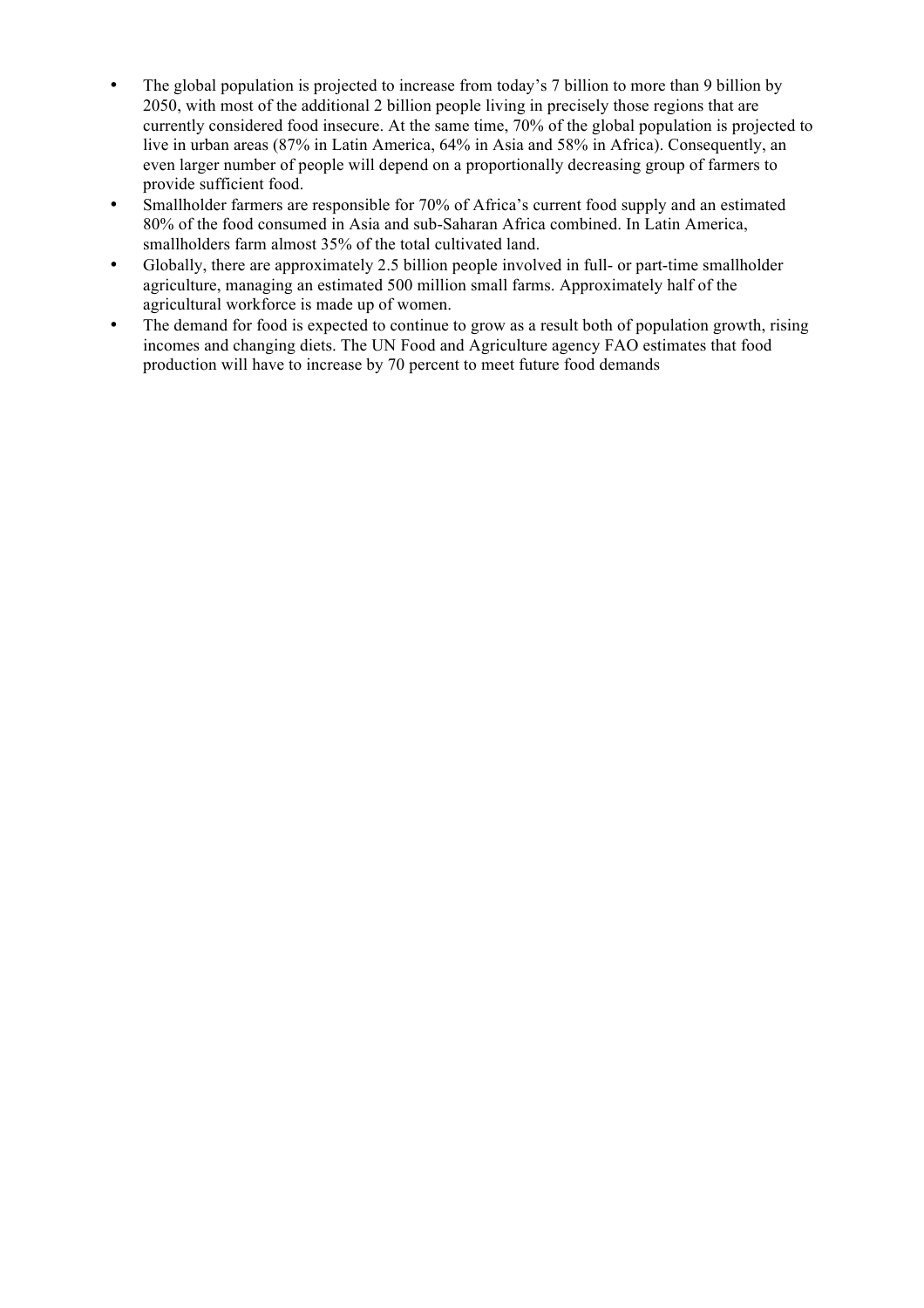- The global population is projected to increase from today's 7 billion to more than 9 billion by 2050, with most of the additional 2 billion people living in precisely those regions that are currently considered food insecure. At the same time, 70% of the global population is projected to live in urban areas (87% in Latin America, 64% in Asia and 58% in Africa). Consequently, an even larger number of people will depend on a proportionally decreasing group of farmers to provide sufficient food.
- Smallholder farmers are responsible for 70% of Africa's current food supply and an estimated 80% of the food consumed in Asia and sub-Saharan Africa combined. In Latin America, smallholders farm almost 35% of the total cultivated land.
- Globally, there are approximately 2.5 billion people involved in full- or part-time smallholder agriculture, managing an estimated 500 million small farms. Approximately half of the agricultural workforce is made up of women.
- The demand for food is expected to continue to grow as a result both of population growth, rising incomes and changing diets. The UN Food and Agriculture agency FAO estimates that food production will have to increase by 70 percent to meet future food demands